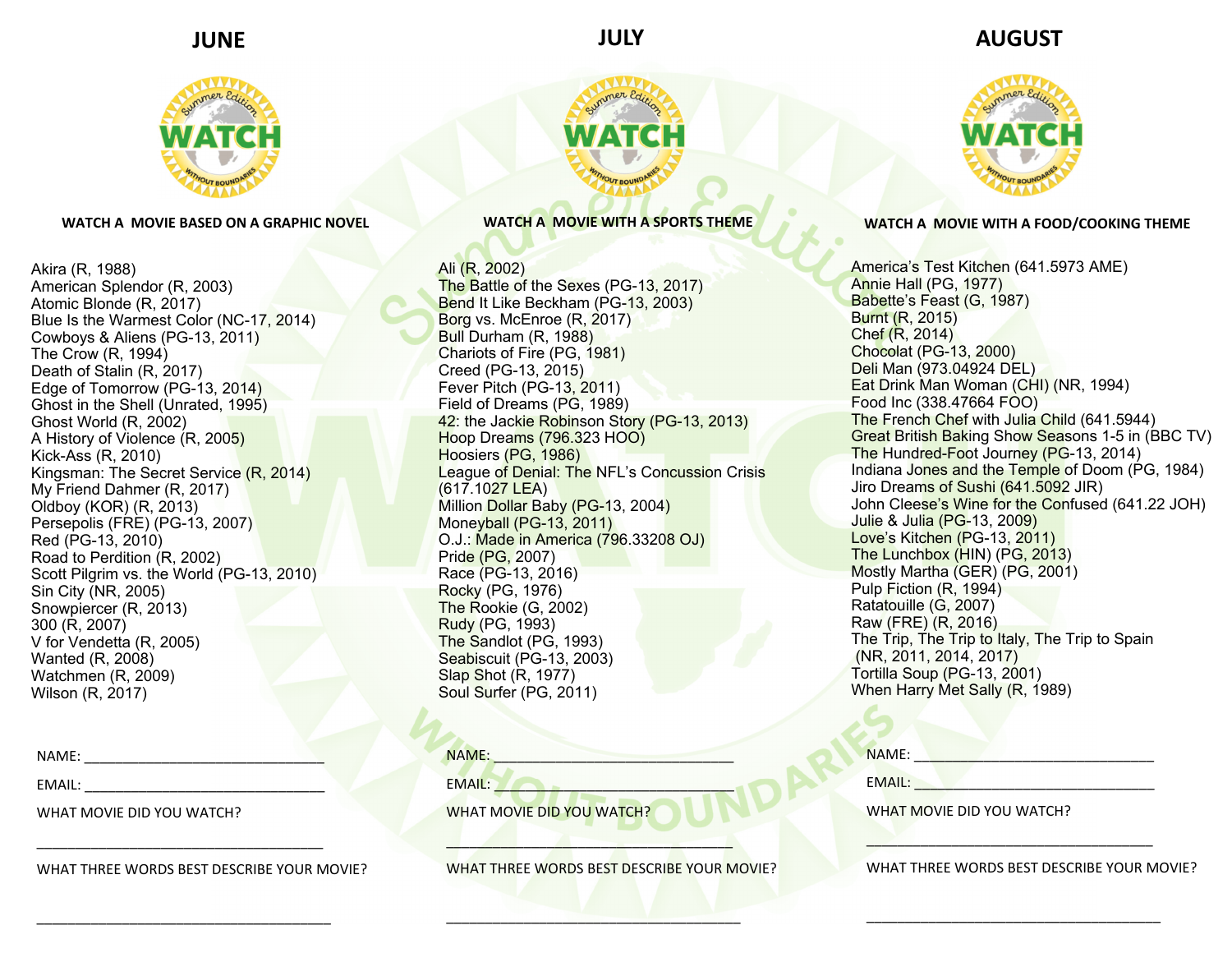## JUNE

### WATCH A MOVIE BASED ON A GRAPHIC NOVEL

Akira (R, 1988)
American Splendor (R, 2003)
Atomic Blonde (R, 2017)
Blue Is the Warmest Color (NC-17, 2014)
Cowboys & Aliens (PG-13, 2011)
The Crow (R, 1994)
Death of Stalin (R, 2017)
Edge of Tomorrow (PG-13, 2014)
Ghost in the Shell (Unrated, 1995)
Ghost World (R, 2002)
A History of Violence (R, 2005)
Kick-Ass (R, 2010)
Kingsman: The Secret Service (R, 2014)
My Friend Dahmer (R, 2017)
Oldboy (KOR) (R, 2013)
Persepolis (FRE) (PG-13, 2007)
Red (PG-13, 2010)
Road to Perdition (R, 2002)
Scott Pilgrim vs. the World (PG-13, 2010)
Sin City (NR, 2005)
Snowpiercer (R, 2013)
300 (R, 2007)
V for Vendetta (R, 2005)
Wanted (R, 2008)
Watchmen (R, 2009)
Wilson (R, 2017)

NAME: ______________________________

EMAIL: ______________________________

WHAT MOVIE DID YOU WATCH?

____________________________________

WHAT THREE WORDS BEST DESCRIBE YOUR MOVIE?

____________________________________

## JULY

### WATCH A MOVIE WITH A SPORTS THEME

Ali (R, 2002)
The Battle of the Sexes (PG-13, 2017)
Bend It Like Beckham (PG-13, 2003)
Borg vs. McEnroe (R, 2017)
Bull Durham (R, 1988)
Chariots of Fire (PG, 1981)
Creed (PG-13, 2015)
Fever Pitch (PG-13, 2011)
Field of Dreams (PG, 1989)
42: the Jackie Robinson Story (PG-13, 2013)
Hoop Dreams (796.323 HOO)
Hoosiers (PG, 1986)
League of Denial: The NFL's Concussion Crisis (617.1027 LEA)
Million Dollar Baby (PG-13, 2004)
Moneyball (PG-13, 2011)
O.J.: Made in America (796.33208 OJ)
Pride (PG, 2007)
Race (PG-13, 2016)
Rocky (PG, 1976)
The Rookie (G, 2002)
Rudy (PG, 1993)
The Sandlot (PG, 1993)
Seabiscuit (PG-13, 2003)
Slap Shot (R, 1977)
Soul Surfer (PG, 2011)

NAME: ______________________________

EMAIL: ______________________________

WHAT MOVIE DID YOU WATCH?

____________________________________

WHAT THREE WORDS BEST DESCRIBE YOUR MOVIE?

____________________________________

## AUGUST

### WATCH A MOVIE WITH A FOOD/COOKING THEME

America's Test Kitchen (641.5973 AME)
Annie Hall (PG, 1977)
Babette's Feast (G, 1987)
Burnt (R, 2015)
Chef (R, 2014)
Chocolat (PG-13, 2000)
Deli Man (973.04924 DEL)
Eat Drink Man Woman (CHI) (NR, 1994)
Food Inc (338.47664 FOO)
The French Chef with Julia Child (641.5944)
Great British Baking Show Seasons 1-5 in (BBC TV)
The Hundred-Foot Journey (PG-13, 2014)
Indiana Jones and the Temple of Doom (PG, 1984)
Jiro Dreams of Sushi (641.5092 JIR)
John Cleese's Wine for the Confused (641.22 JOH)
Julie & Julia (PG-13, 2009)
Love's Kitchen (PG-13, 2011)
The Lunchbox (HIN) (PG, 2013)
Mostly Martha (GER) (PG, 2001)
Pulp Fiction (R, 1994)
Ratatouille (G, 2007)
Raw (FRE) (R, 2016)
The Trip, The Trip to Italy, The Trip to Spain (NR, 2011, 2014, 2017)
Tortilla Soup (PG-13, 2001)
When Harry Met Sally (R, 1989)

NAME: ______________________________

EMAIL: ______________________________

WHAT MOVIE DID YOU WATCH?

____________________________________

WHAT THREE WORDS BEST DESCRIBE YOUR MOVIE?

____________________________________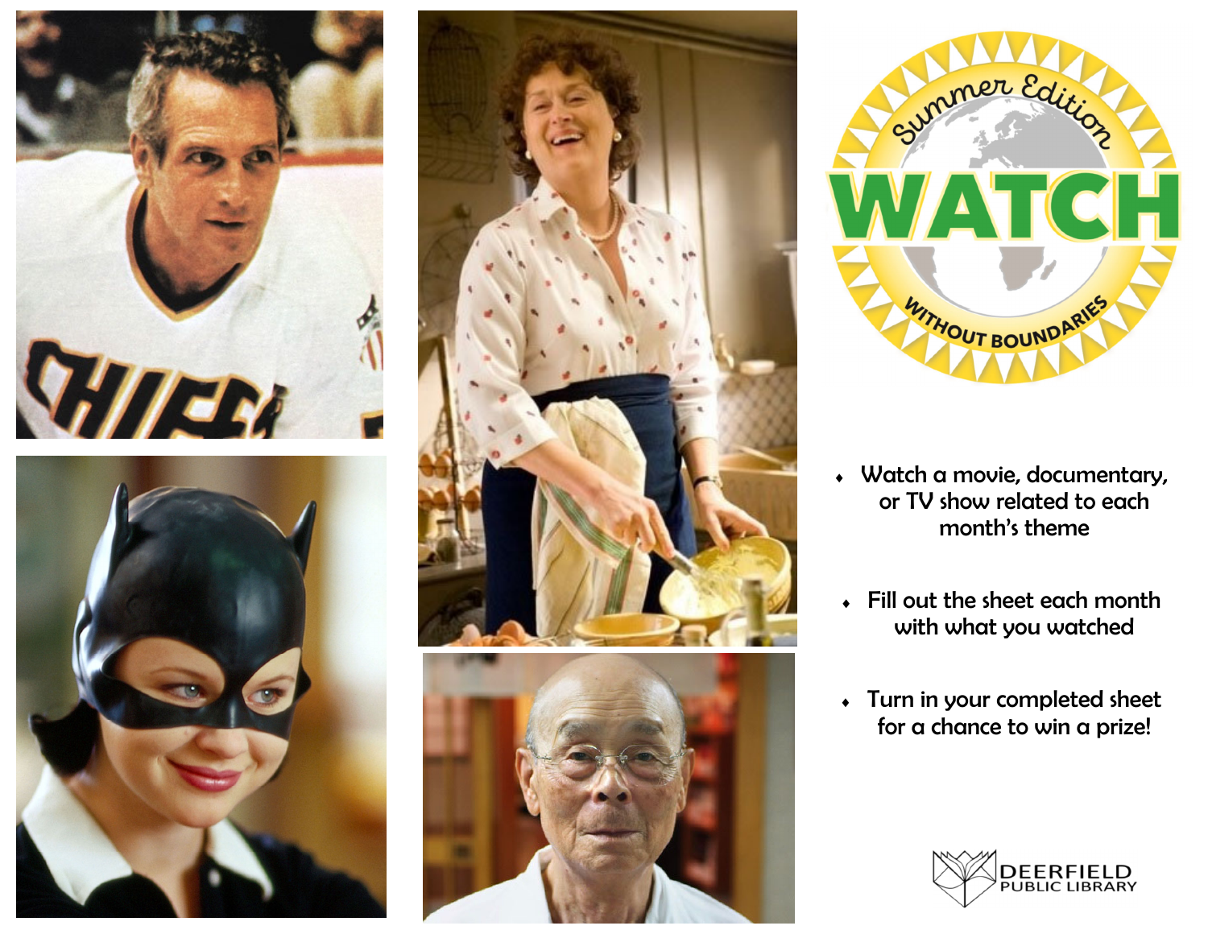Summer Edition

# WATCH

WITHOUT BOUNDARIES

- Watch a movie, documentary, or TV show related to each month's theme
- Fill out the sheet each month with what you watched
- Turn in your completed sheet for a chance to win a prize!

DEERFIELD PUBLIC LIBRARY